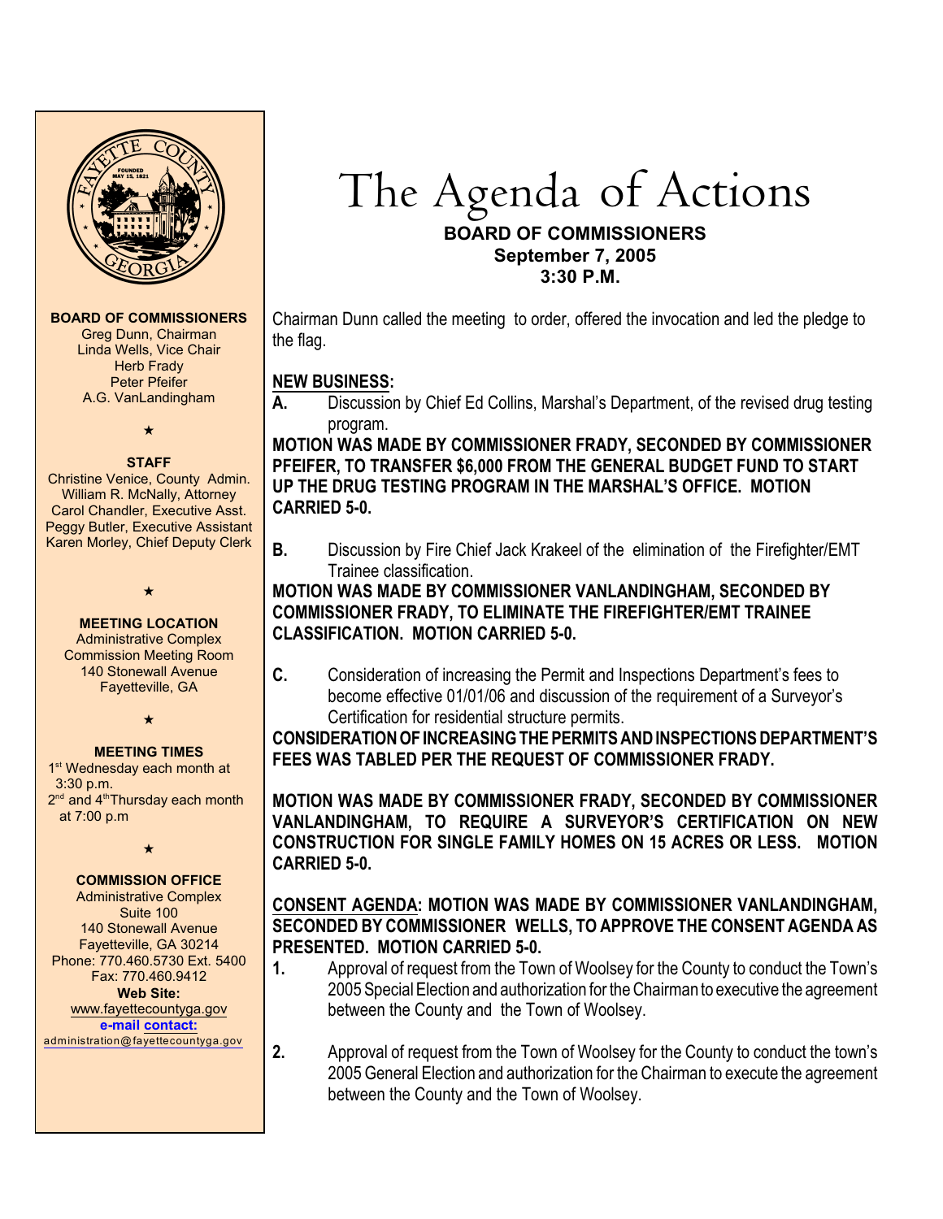# The Agenda of Actions

**BOARD OF COMMISSIONERS**
**September 7, 2005**
**3:30 P.M.**

**BOARD OF COMMISSIONERS**
Greg Dunn, Chairman
Linda Wells, Vice Chair
Herb Frady
Peter Pfeifer
A.G. VanLandingham

★

**STAFF**
Christine Venice, County Admin.
William R. McNally, Attorney
Carol Chandler, Executive Asst.
Peggy Butler, Executive Assistant
Karen Morley, Chief Deputy Clerk

★

**MEETING LOCATION**
Administrative Complex
Commission Meeting Room
140 Stonewall Avenue
Fayetteville, GA

★

**MEETING TIMES**
1st Wednesday each month at 3:30 p.m.
2nd and 4th Thursday each month at 7:00 p.m

★

**COMMISSION OFFICE**
Administrative Complex
Suite 100
140 Stonewall Avenue
Fayetteville, GA 30214
Phone: 770.460.5730 Ext. 5400
Fax: 770.460.9412
**Web Site:**
www.fayettecountyga.gov
**e-mail contact:**
administration@fayettecountyga.gov

Chairman Dunn called the meeting to order, offered the invocation and led the pledge to the flag.

## NEW BUSINESS:

**A.** Discussion by Chief Ed Collins, Marshal's Department, of the revised drug testing program.

**MOTION WAS MADE BY COMMISSIONER FRADY, SECONDED BY COMMISSIONER PFEIFER, TO TRANSFER $6,000 FROM THE GENERAL BUDGET FUND TO START UP THE DRUG TESTING PROGRAM IN THE MARSHAL'S OFFICE. MOTION CARRIED 5-0.**

**B.** Discussion by Fire Chief Jack Krakeel of the elimination of the Firefighter/EMT Trainee classification.

**MOTION WAS MADE BY COMMISSIONER VANLANDINGHAM, SECONDED BY COMMISSIONER FRADY, TO ELIMINATE THE FIREFIGHTER/EMT TRAINEE CLASSIFICATION. MOTION CARRIED 5-0.**

**C.** Consideration of increasing the Permit and Inspections Department's fees to become effective 01/01/06 and discussion of the requirement of a Surveyor's Certification for residential structure permits.

**CONSIDERATION OF INCREASING THE PERMITS AND INSPECTIONS DEPARTMENT'S FEES WAS TABLED PER THE REQUEST OF COMMISSIONER FRADY.**

**MOTION WAS MADE BY COMMISSIONER FRADY, SECONDED BY COMMISSIONER VANLANDINGHAM, TO REQUIRE A SURVEYOR'S CERTIFICATION ON NEW CONSTRUCTION FOR SINGLE FAMILY HOMES ON 15 ACRES OR LESS. MOTION CARRIED 5-0.**

**CONSENT AGENDA: MOTION WAS MADE BY COMMISSIONER VANLANDINGHAM, SECONDED BY COMMISSIONER WELLS, TO APPROVE THE CONSENT AGENDA AS PRESENTED. MOTION CARRIED 5-0.**

**1.** Approval of request from the Town of Woolsey for the County to conduct the Town's 2005 Special Election and authorization for the Chairman to executive the agreement between the County and the Town of Woolsey.

**2.** Approval of request from the Town of Woolsey for the County to conduct the town's 2005 General Election and authorization for the Chairman to execute the agreement between the County and the Town of Woolsey.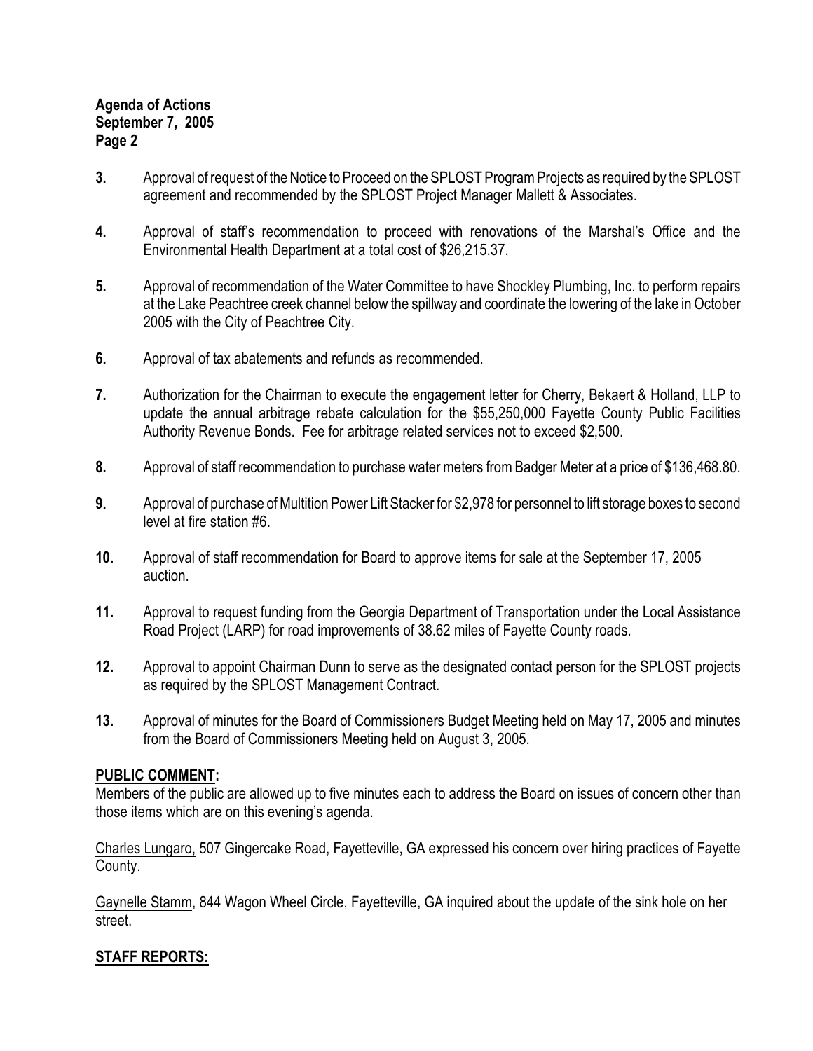3. Approval of request of the Notice to Proceed on the SPLOST Program Projects as required by the SPLOST agreement and recommended by the SPLOST Project Manager Mallett & Associates.

4. Approval of staff's recommendation to proceed with renovations of the Marshal's Office and the Environmental Health Department at a total cost of $26,215.37.

5. Approval of recommendation of the Water Committee to have Shockley Plumbing, Inc. to perform repairs at the Lake Peachtree creek channel below the spillway and coordinate the lowering of the lake in October 2005 with the City of Peachtree City.

6. Approval of tax abatements and refunds as recommended.

7. Authorization for the Chairman to execute the engagement letter for Cherry, Bekaert & Holland, LLP to update the annual arbitrage rebate calculation for the $55,250,000 Fayette County Public Facilities Authority Revenue Bonds. Fee for arbitrage related services not to exceed $2,500.

8. Approval of staff recommendation to purchase water meters from Badger Meter at a price of $136,468.80.

9. Approval of purchase of Multition Power Lift Stacker for $2,978 for personnel to lift storage boxes to second level at fire station #6.

10. Approval of staff recommendation for Board to approve items for sale at the September 17, 2005 auction.

11. Approval to request funding from the Georgia Department of Transportation under the Local Assistance Road Project (LARP) for road improvements of 38.62 miles of Fayette County roads.

12. Approval to appoint Chairman Dunn to serve as the designated contact person for the SPLOST projects as required by the SPLOST Management Contract.

13. Approval of minutes for the Board of Commissioners Budget Meeting held on May 17, 2005 and minutes from the Board of Commissioners Meeting held on August 3, 2005.

## PUBLIC COMMENT:

Members of the public are allowed up to five minutes each to address the Board on issues of concern other than those items which are on this evening's agenda.

Charles Lungaro, 507 Gingercake Road, Fayetteville, GA expressed his concern over hiring practices of Fayette County.

Gaynelle Stamm, 844 Wagon Wheel Circle, Fayetteville, GA inquired about the update of the sink hole on her street.

## STAFF REPORTS: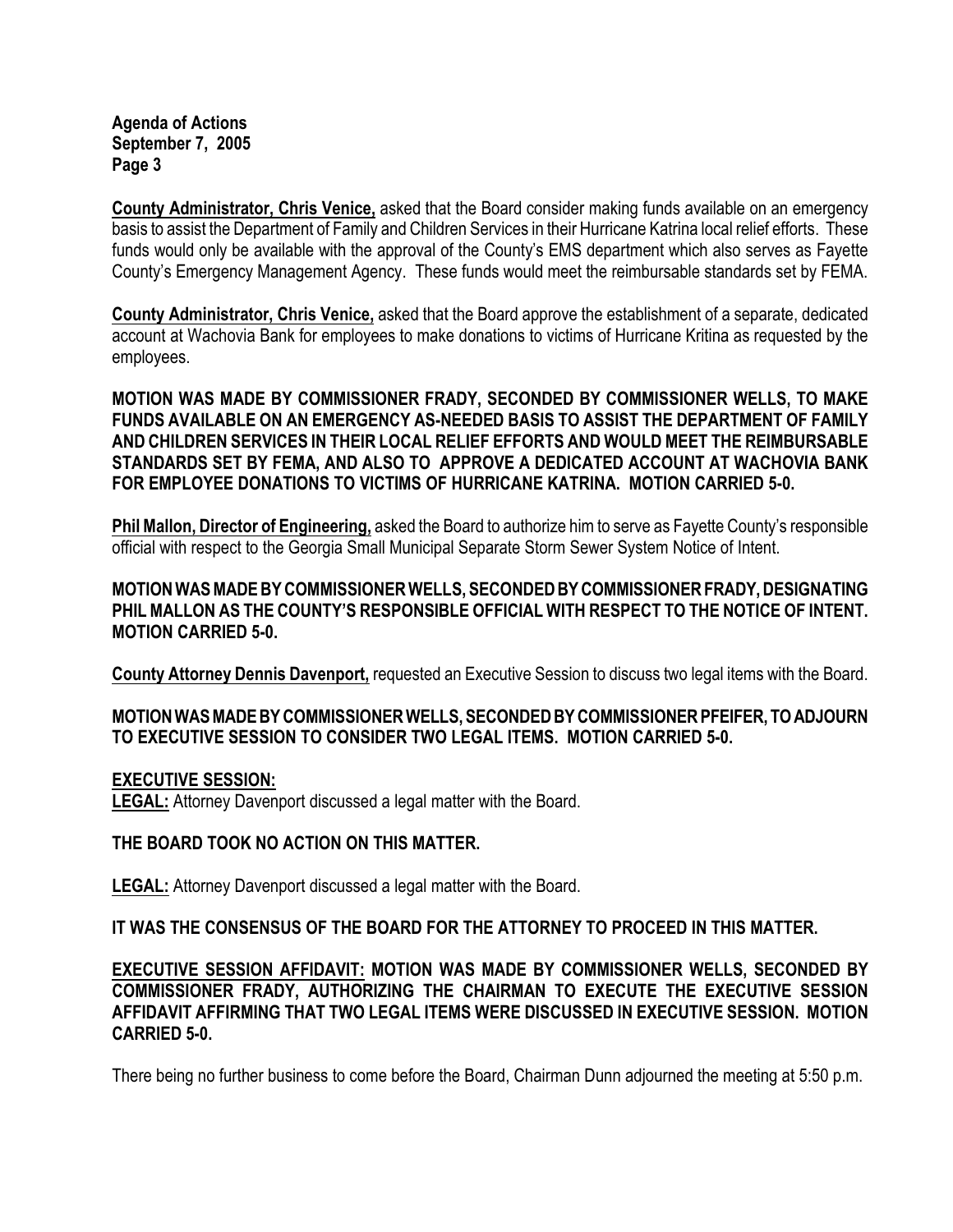**County Administrator, Chris Venice,** asked that the Board consider making funds available on an emergency basis to assist the Department of Family and Children Services in their Hurricane Katrina local relief efforts. These funds would only be available with the approval of the County's EMS department which also serves as Fayette County's Emergency Management Agency. These funds would meet the reimbursable standards set by FEMA.

**County Administrator, Chris Venice,** asked that the Board approve the establishment of a separate, dedicated account at Wachovia Bank for employees to make donations to victims of Hurricane Kritina as requested by the employees.

**MOTION WAS MADE BY COMMISSIONER FRADY, SECONDED BY COMMISSIONER WELLS, TO MAKE FUNDS AVAILABLE ON AN EMERGENCY AS-NEEDED BASIS TO ASSIST THE DEPARTMENT OF FAMILY AND CHILDREN SERVICES IN THEIR LOCAL RELIEF EFFORTS AND WOULD MEET THE REIMBURSABLE STANDARDS SET BY FEMA, AND ALSO TO APPROVE A DEDICATED ACCOUNT AT WACHOVIA BANK FOR EMPLOYEE DONATIONS TO VICTIMS OF HURRICANE KATRINA. MOTION CARRIED 5-0.**

**Phil Mallon, Director of Engineering,** asked the Board to authorize him to serve as Fayette County's responsible official with respect to the Georgia Small Municipal Separate Storm Sewer System Notice of Intent.

**MOTION WAS MADE BY COMMISSIONER WELLS, SECONDED BY COMMISSIONER FRADY, DESIGNATING PHIL MALLON AS THE COUNTY'S RESPONSIBLE OFFICIAL WITH RESPECT TO THE NOTICE OF INTENT. MOTION CARRIED 5-0.**

**County Attorney Dennis Davenport,** requested an Executive Session to discuss two legal items with the Board.

**MOTION WAS MADE BY COMMISSIONER WELLS, SECONDED BY COMMISSIONER PFEIFER, TO ADJOURN TO EXECUTIVE SESSION TO CONSIDER TWO LEGAL ITEMS. MOTION CARRIED 5-0.**

**EXECUTIVE SESSION:**

**LEGAL:** Attorney Davenport discussed a legal matter with the Board.

**THE BOARD TOOK NO ACTION ON THIS MATTER.**

**LEGAL:** Attorney Davenport discussed a legal matter with the Board.

**IT WAS THE CONSENSUS OF THE BOARD FOR THE ATTORNEY TO PROCEED IN THIS MATTER.**

**EXECUTIVE SESSION AFFIDAVIT: MOTION WAS MADE BY COMMISSIONER WELLS, SECONDED BY COMMISSIONER FRADY, AUTHORIZING THE CHAIRMAN TO EXECUTE THE EXECUTIVE SESSION AFFIDAVIT AFFIRMING THAT TWO LEGAL ITEMS WERE DISCUSSED IN EXECUTIVE SESSION. MOTION CARRIED 5-0.**

There being no further business to come before the Board, Chairman Dunn adjourned the meeting at 5:50 p.m.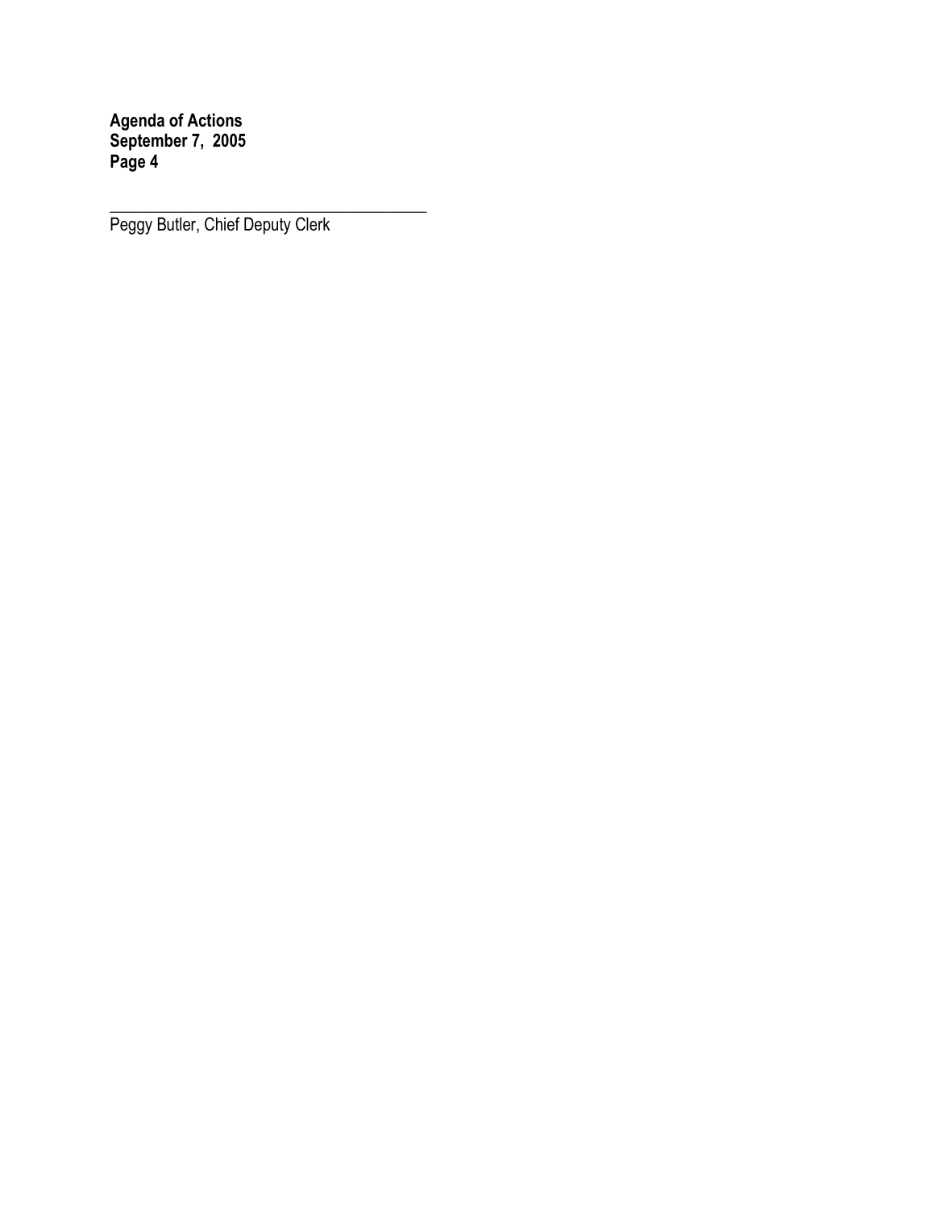\_\_\_\_\_\_\_\_\_\_\_\_\_\_\_\_\_\_\_\_\_\_\_\_\_\_\_\_\_\_\_\_\_\_\_\_\_\_\_\_

Peggy Butler, Chief Deputy Clerk